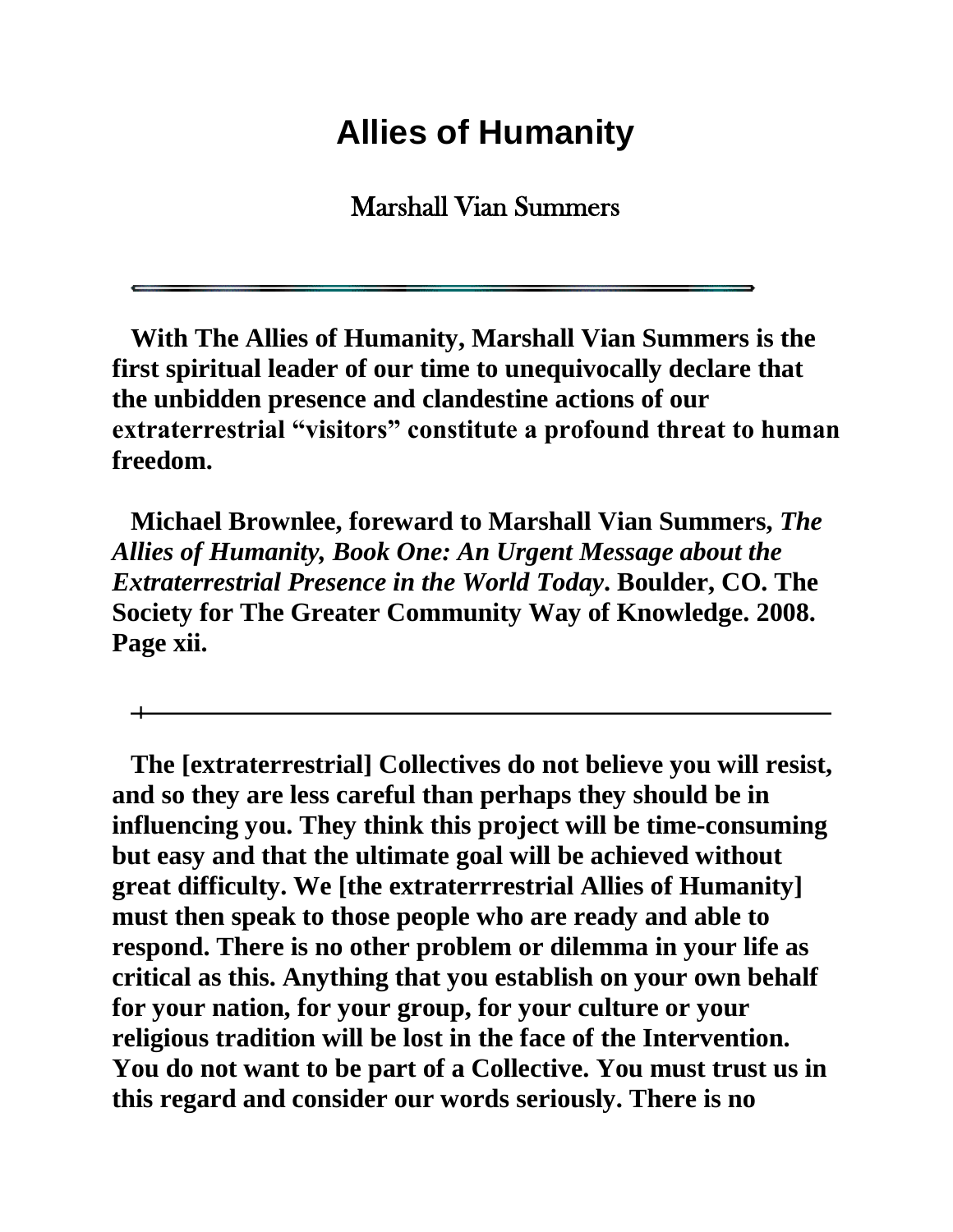# Allies of Humanity

Marshall Vian Summers

---

**With The Allies of Humanity, Marshall Vian Summers is the first spiritual leader of our time to unequivocally declare that the unbidden presence and clandestine actions of our extraterrestrial "visitors" constitute a profound threat to human freedom.**

**Michael Brownlee, foreward to Marshall Vian Summers, *The Allies of Humanity, Book One: An Urgent Message about the Extraterrestrial Presence in the World Today*. Boulder, CO. The Society for The Greater Community Way of Knowledge. 2008. Page xii.**

---

**The [extraterrestrial] Collectives do not believe you will resist, and so they are less careful than perhaps they should be in influencing you. They think this project will be time-consuming but easy and that the ultimate goal will be achieved without great difficulty. We [the extraterrrestrial Allies of Humanity] must then speak to those people who are ready and able to respond. There is no other problem or dilemma in your life as critical as this. Anything that you establish on your own behalf for your nation, for your group, for your culture or your religious tradition will be lost in the face of the Intervention. You do not want to be part of a Collective. You must trust us in this regard and consider our words seriously. There is no**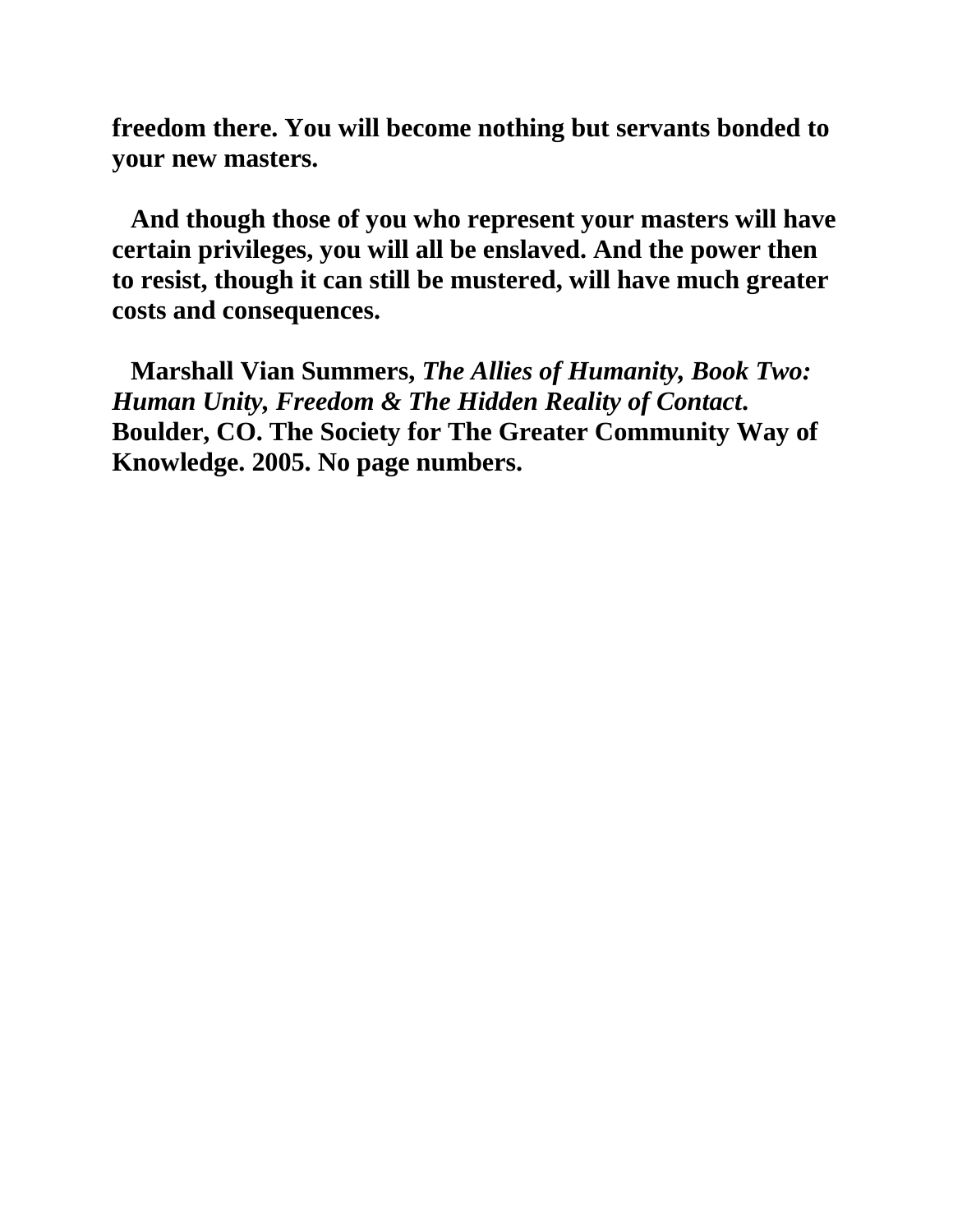**freedom there. You will become nothing but servants bonded to your new masters.**

**And though those of you who represent your masters will have certain privileges, you will all be enslaved. And the power then to resist, though it can still be mustered, will have much greater costs and consequences.**

**Marshall Vian Summers,** ***The Allies of Humanity, Book Two: Human Unity, Freedom & The Hidden Reality of Contact*****. Boulder, CO. The Society for The Greater Community Way of Knowledge. 2005. No page numbers.**